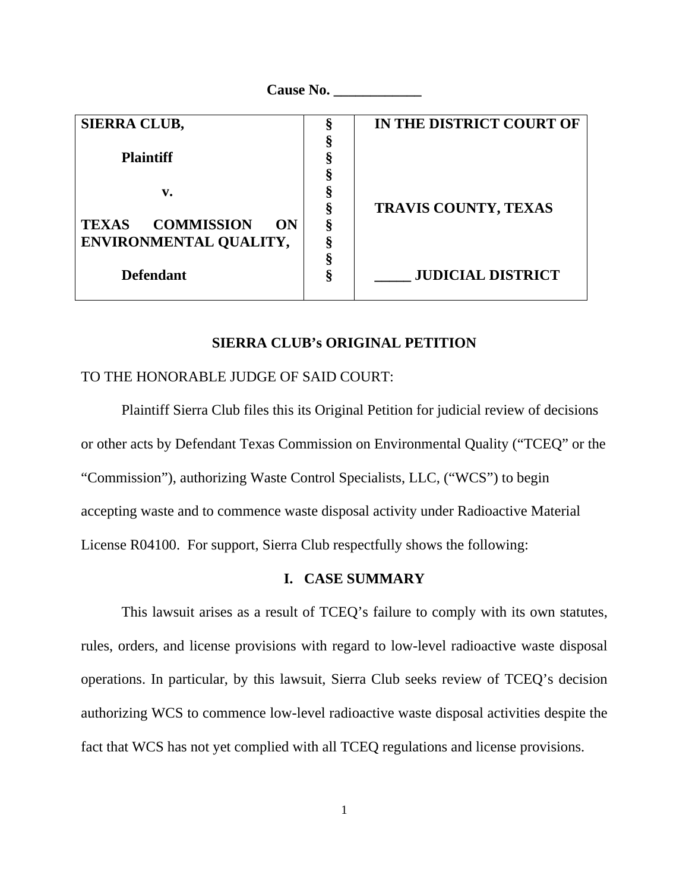**Cause No. ____________**

| SIERRA CLUB,<br><br>**Plaintiff**<br><br>**v.**<br><br>**TEXAS COMMISSION ON ENVIRONMENTAL QUALITY,**<br><br>**Defendant** | §<br>§<br>§<br>§<br>§<br>§<br>§<br>§<br>§<br>§ | **IN THE DISTRICT COURT OF**<br><br><br><br>**TRAVIS COUNTY, TEXAS**<br><br><br>**_____ JUDICIAL DISTRICT** |
|---|---|---|

## SIERRA CLUB's ORIGINAL PETITION

TO THE HONORABLE JUDGE OF SAID COURT:

Plaintiff Sierra Club files this its Original Petition for judicial review of decisions or other acts by Defendant Texas Commission on Environmental Quality ("TCEQ" or the "Commission"), authorizing Waste Control Specialists, LLC, ("WCS") to begin accepting waste and to commence waste disposal activity under Radioactive Material License R04100. For support, Sierra Club respectfully shows the following:

## I. CASE SUMMARY

This lawsuit arises as a result of TCEQ's failure to comply with its own statutes, rules, orders, and license provisions with regard to low-level radioactive waste disposal operations. In particular, by this lawsuit, Sierra Club seeks review of TCEQ's decision authorizing WCS to commence low-level radioactive waste disposal activities despite the fact that WCS has not yet complied with all TCEQ regulations and license provisions.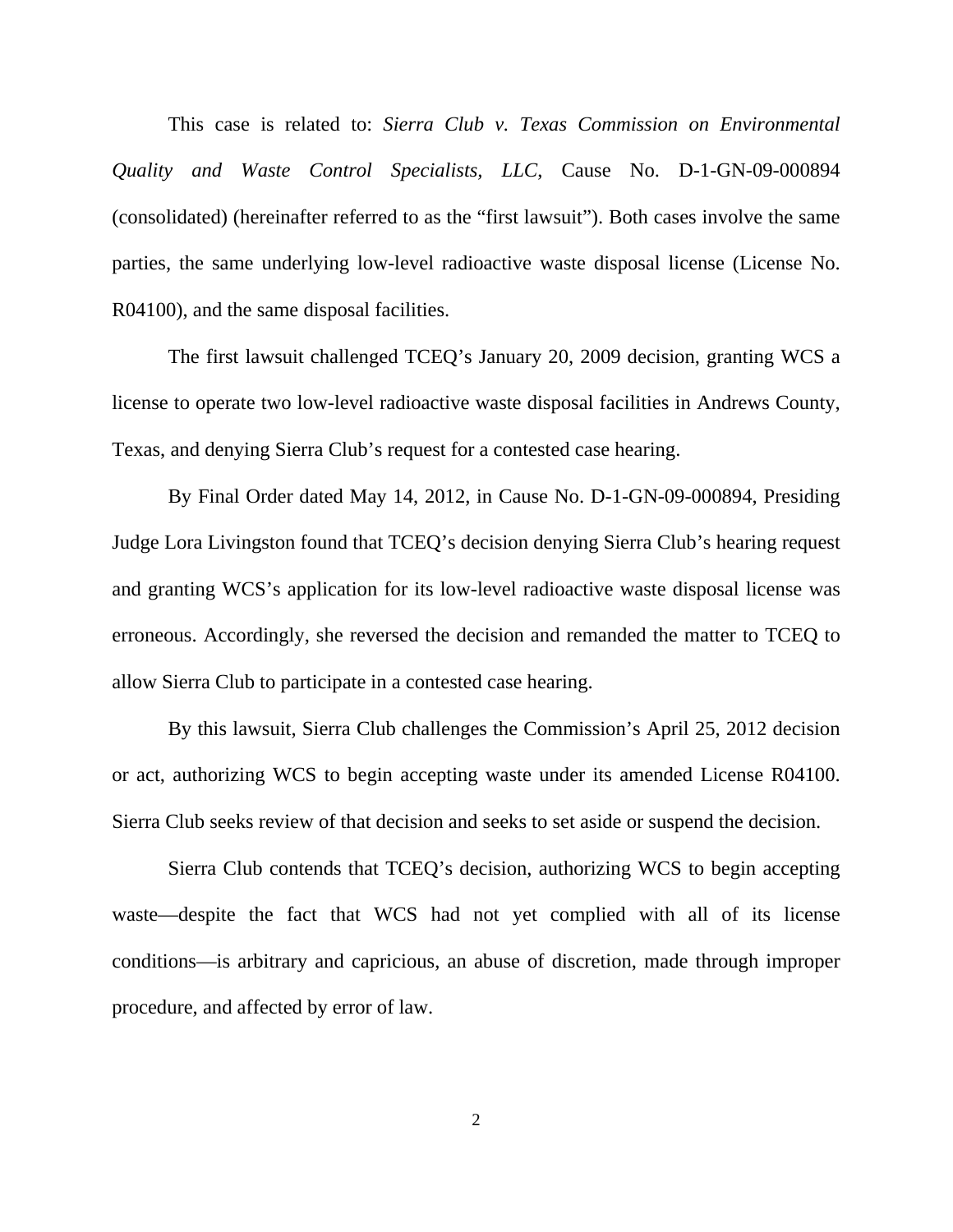This case is related to: *Sierra Club v. Texas Commission on Environmental Quality and Waste Control Specialists, LLC*, Cause No. D-1-GN-09-000894 (consolidated) (hereinafter referred to as the "first lawsuit"). Both cases involve the same parties, the same underlying low-level radioactive waste disposal license (License No. R04100), and the same disposal facilities.

The first lawsuit challenged TCEQ's January 20, 2009 decision, granting WCS a license to operate two low-level radioactive waste disposal facilities in Andrews County, Texas, and denying Sierra Club's request for a contested case hearing.

By Final Order dated May 14, 2012, in Cause No. D-1-GN-09-000894, Presiding Judge Lora Livingston found that TCEQ's decision denying Sierra Club's hearing request and granting WCS's application for its low-level radioactive waste disposal license was erroneous. Accordingly, she reversed the decision and remanded the matter to TCEQ to allow Sierra Club to participate in a contested case hearing.

By this lawsuit, Sierra Club challenges the Commission's April 25, 2012 decision or act, authorizing WCS to begin accepting waste under its amended License R04100. Sierra Club seeks review of that decision and seeks to set aside or suspend the decision.

Sierra Club contends that TCEQ's decision, authorizing WCS to begin accepting waste—despite the fact that WCS had not yet complied with all of its license conditions—is arbitrary and capricious, an abuse of discretion, made through improper procedure, and affected by error of law.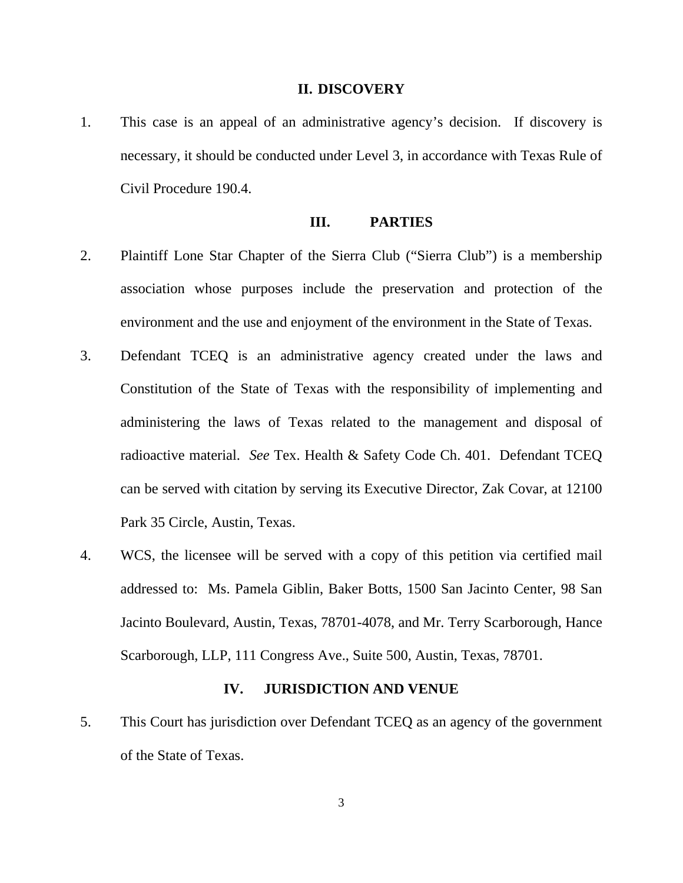## II. DISCOVERY

1. This case is an appeal of an administrative agency's decision. If discovery is necessary, it should be conducted under Level 3, in accordance with Texas Rule of Civil Procedure 190.4.

## III. PARTIES

2. Plaintiff Lone Star Chapter of the Sierra Club ("Sierra Club") is a membership association whose purposes include the preservation and protection of the environment and the use and enjoyment of the environment in the State of Texas.

3. Defendant TCEQ is an administrative agency created under the laws and Constitution of the State of Texas with the responsibility of implementing and administering the laws of Texas related to the management and disposal of radioactive material. *See* Tex. Health & Safety Code Ch. 401. Defendant TCEQ can be served with citation by serving its Executive Director, Zak Covar, at 12100 Park 35 Circle, Austin, Texas.

4. WCS, the licensee will be served with a copy of this petition via certified mail addressed to: Ms. Pamela Giblin, Baker Botts, 1500 San Jacinto Center, 98 San Jacinto Boulevard, Austin, Texas, 78701-4078, and Mr. Terry Scarborough, Hance Scarborough, LLP, 111 Congress Ave., Suite 500, Austin, Texas, 78701.

## IV. JURISDICTION AND VENUE

5. This Court has jurisdiction over Defendant TCEQ as an agency of the government of the State of Texas.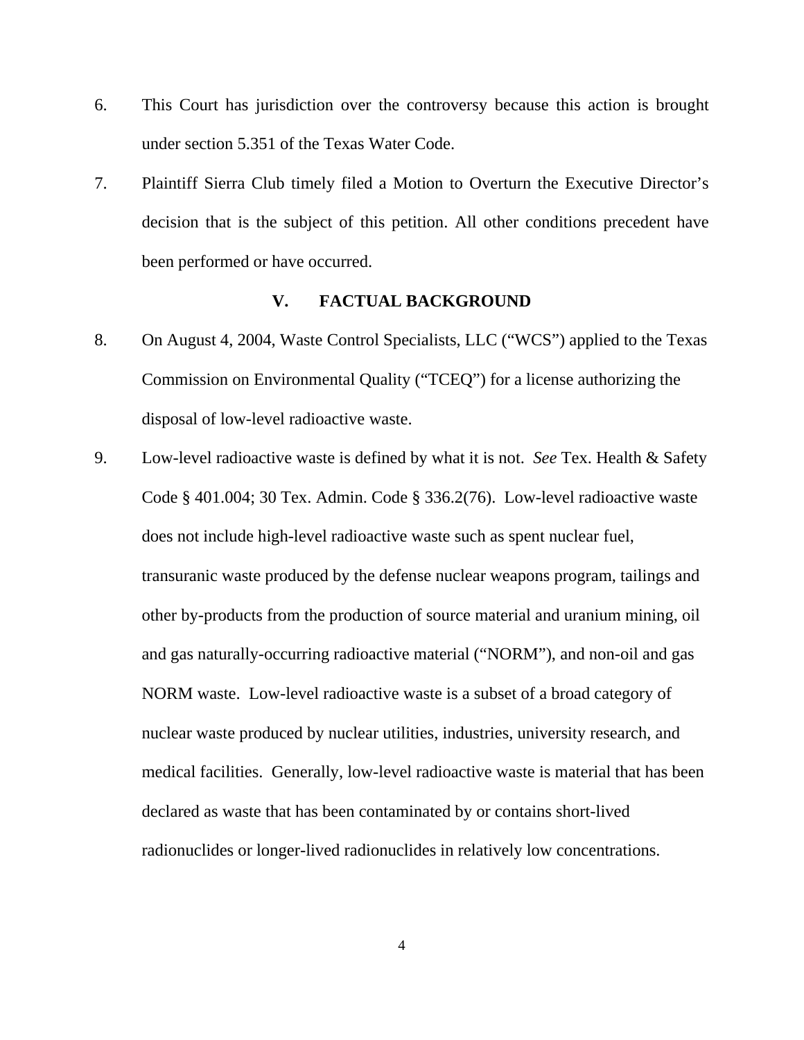6. This Court has jurisdiction over the controversy because this action is brought under section 5.351 of the Texas Water Code.

7. Plaintiff Sierra Club timely filed a Motion to Overturn the Executive Director's decision that is the subject of this petition. All other conditions precedent have been performed or have occurred.

## V. FACTUAL BACKGROUND

8. On August 4, 2004, Waste Control Specialists, LLC ("WCS") applied to the Texas Commission on Environmental Quality ("TCEQ") for a license authorizing the disposal of low-level radioactive waste.

9. Low-level radioactive waste is defined by what it is not. *See* Tex. Health & Safety Code § 401.004; 30 Tex. Admin. Code § 336.2(76). Low-level radioactive waste does not include high-level radioactive waste such as spent nuclear fuel, transuranic waste produced by the defense nuclear weapons program, tailings and other by-products from the production of source material and uranium mining, oil and gas naturally-occurring radioactive material ("NORM"), and non-oil and gas NORM waste. Low-level radioactive waste is a subset of a broad category of nuclear waste produced by nuclear utilities, industries, university research, and medical facilities. Generally, low-level radioactive waste is material that has been declared as waste that has been contaminated by or contains short-lived radionuclides or longer-lived radionuclides in relatively low concentrations.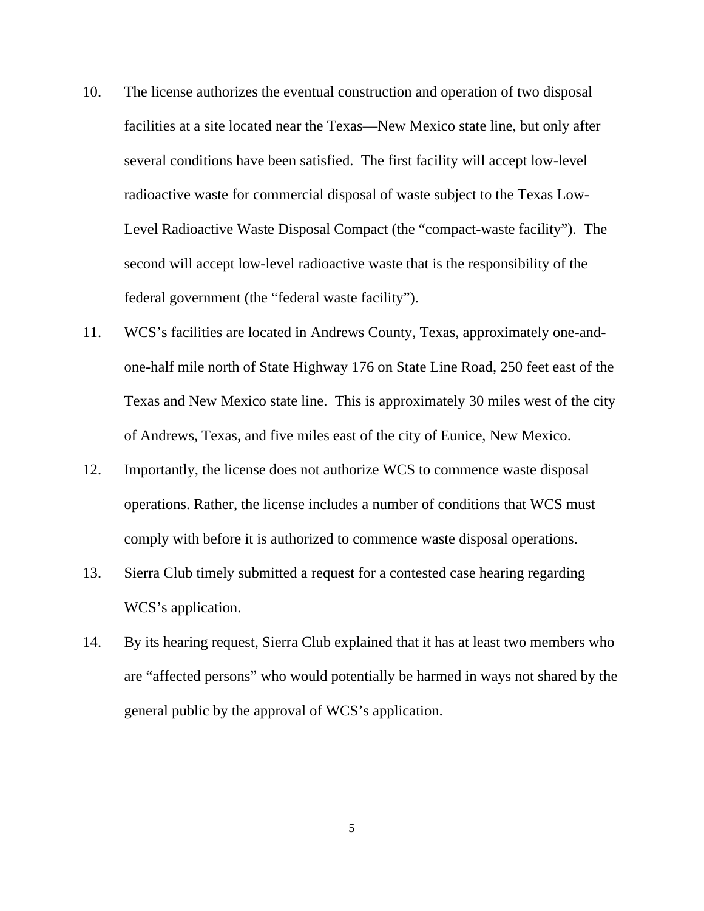10. The license authorizes the eventual construction and operation of two disposal facilities at a site located near the Texas—New Mexico state line, but only after several conditions have been satisfied. The first facility will accept low-level radioactive waste for commercial disposal of waste subject to the Texas Low-Level Radioactive Waste Disposal Compact (the "compact-waste facility"). The second will accept low-level radioactive waste that is the responsibility of the federal government (the "federal waste facility").

11. WCS's facilities are located in Andrews County, Texas, approximately one-and-one-half mile north of State Highway 176 on State Line Road, 250 feet east of the Texas and New Mexico state line. This is approximately 30 miles west of the city of Andrews, Texas, and five miles east of the city of Eunice, New Mexico.

12. Importantly, the license does not authorize WCS to commence waste disposal operations. Rather, the license includes a number of conditions that WCS must comply with before it is authorized to commence waste disposal operations.

13. Sierra Club timely submitted a request for a contested case hearing regarding WCS's application.

14. By its hearing request, Sierra Club explained that it has at least two members who are "affected persons" who would potentially be harmed in ways not shared by the general public by the approval of WCS's application.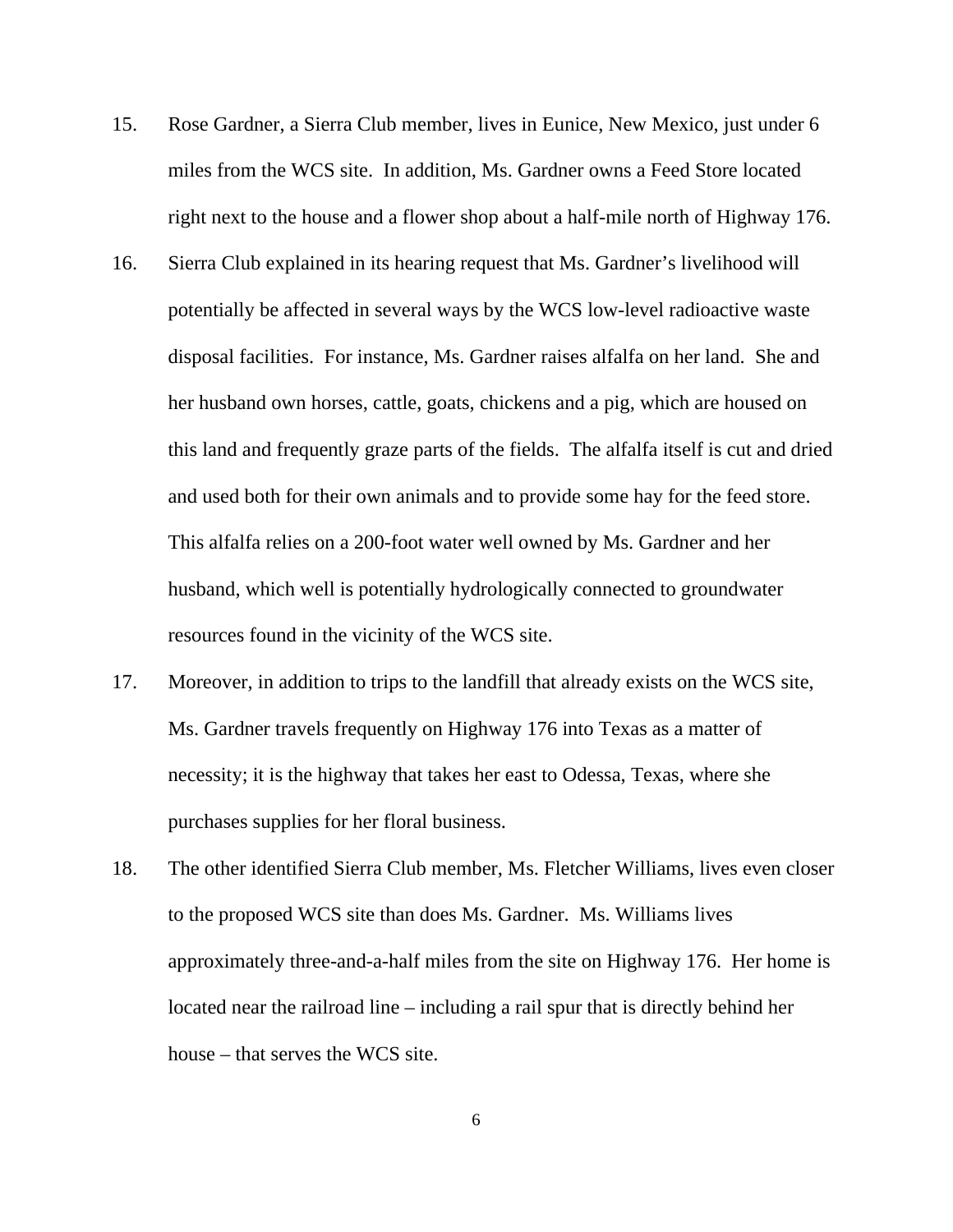15. Rose Gardner, a Sierra Club member, lives in Eunice, New Mexico, just under 6 miles from the WCS site. In addition, Ms. Gardner owns a Feed Store located right next to the house and a flower shop about a half-mile north of Highway 176.

16. Sierra Club explained in its hearing request that Ms. Gardner's livelihood will potentially be affected in several ways by the WCS low-level radioactive waste disposal facilities. For instance, Ms. Gardner raises alfalfa on her land. She and her husband own horses, cattle, goats, chickens and a pig, which are housed on this land and frequently graze parts of the fields. The alfalfa itself is cut and dried and used both for their own animals and to provide some hay for the feed store. This alfalfa relies on a 200-foot water well owned by Ms. Gardner and her husband, which well is potentially hydrologically connected to groundwater resources found in the vicinity of the WCS site.

17. Moreover, in addition to trips to the landfill that already exists on the WCS site, Ms. Gardner travels frequently on Highway 176 into Texas as a matter of necessity; it is the highway that takes her east to Odessa, Texas, where she purchases supplies for her floral business.

18. The other identified Sierra Club member, Ms. Fletcher Williams, lives even closer to the proposed WCS site than does Ms. Gardner. Ms. Williams lives approximately three-and-a-half miles from the site on Highway 176. Her home is located near the railroad line – including a rail spur that is directly behind her house – that serves the WCS site.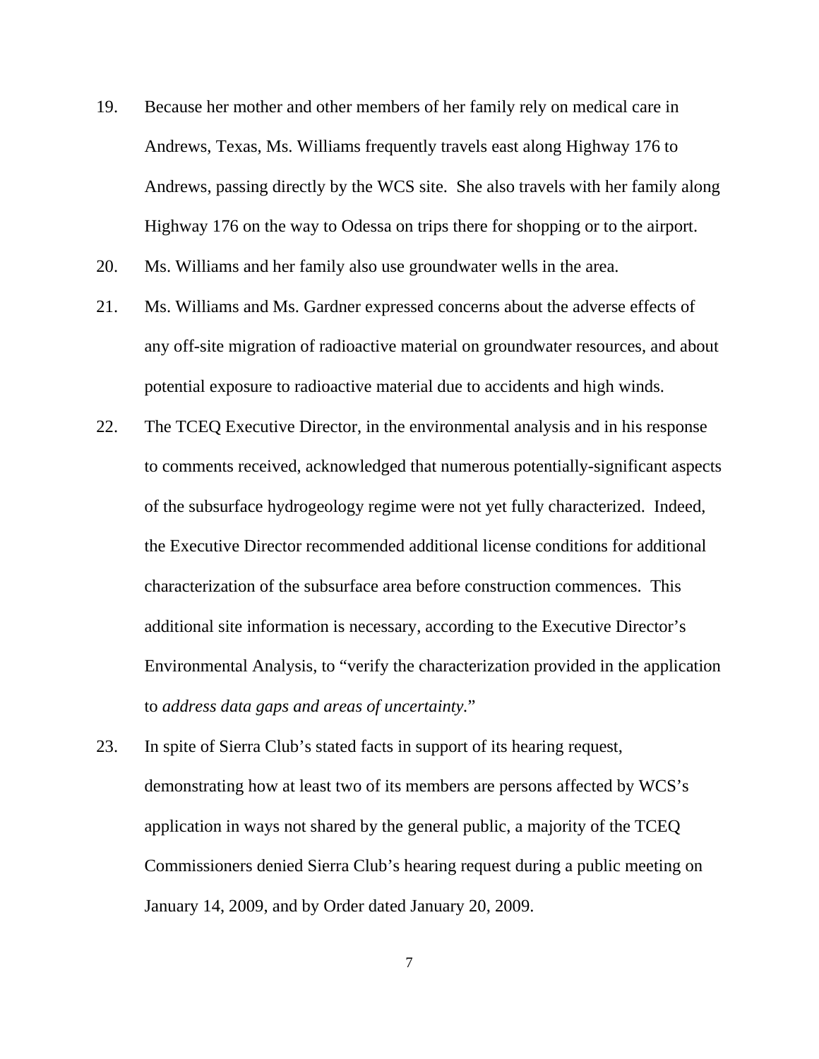19. Because her mother and other members of her family rely on medical care in Andrews, Texas, Ms. Williams frequently travels east along Highway 176 to Andrews, passing directly by the WCS site. She also travels with her family along Highway 176 on the way to Odessa on trips there for shopping or to the airport.

20. Ms. Williams and her family also use groundwater wells in the area.

21. Ms. Williams and Ms. Gardner expressed concerns about the adverse effects of any off-site migration of radioactive material on groundwater resources, and about potential exposure to radioactive material due to accidents and high winds.

22. The TCEQ Executive Director, in the environmental analysis and in his response to comments received, acknowledged that numerous potentially-significant aspects of the subsurface hydrogeology regime were not yet fully characterized. Indeed, the Executive Director recommended additional license conditions for additional characterization of the subsurface area before construction commences. This additional site information is necessary, according to the Executive Director's Environmental Analysis, to "verify the characterization provided in the application to *address data gaps and areas of uncertainty*."

23. In spite of Sierra Club's stated facts in support of its hearing request, demonstrating how at least two of its members are persons affected by WCS's application in ways not shared by the general public, a majority of the TCEQ Commissioners denied Sierra Club's hearing request during a public meeting on January 14, 2009, and by Order dated January 20, 2009.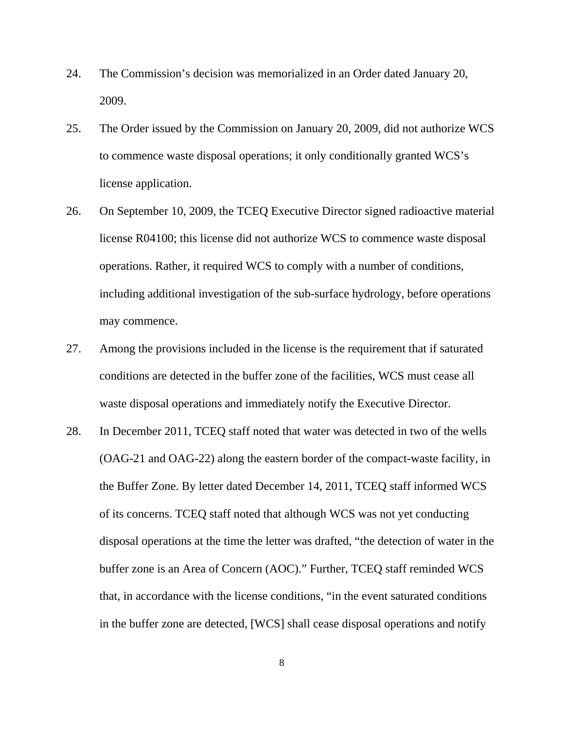24. The Commission's decision was memorialized in an Order dated January 20, 2009.

25. The Order issued by the Commission on January 20, 2009, did not authorize WCS to commence waste disposal operations; it only conditionally granted WCS's license application.

26. On September 10, 2009, the TCEQ Executive Director signed radioactive material license R04100; this license did not authorize WCS to commence waste disposal operations. Rather, it required WCS to comply with a number of conditions, including additional investigation of the sub-surface hydrology, before operations may commence.

27. Among the provisions included in the license is the requirement that if saturated conditions are detected in the buffer zone of the facilities, WCS must cease all waste disposal operations and immediately notify the Executive Director.

28. In December 2011, TCEQ staff noted that water was detected in two of the wells (OAG-21 and OAG-22) along the eastern border of the compact-waste facility, in the Buffer Zone. By letter dated December 14, 2011, TCEQ staff informed WCS of its concerns. TCEQ staff noted that although WCS was not yet conducting disposal operations at the time the letter was drafted, "the detection of water in the buffer zone is an Area of Concern (AOC)." Further, TCEQ staff reminded WCS that, in accordance with the license conditions, "in the event saturated conditions in the buffer zone are detected, [WCS] shall cease disposal operations and notify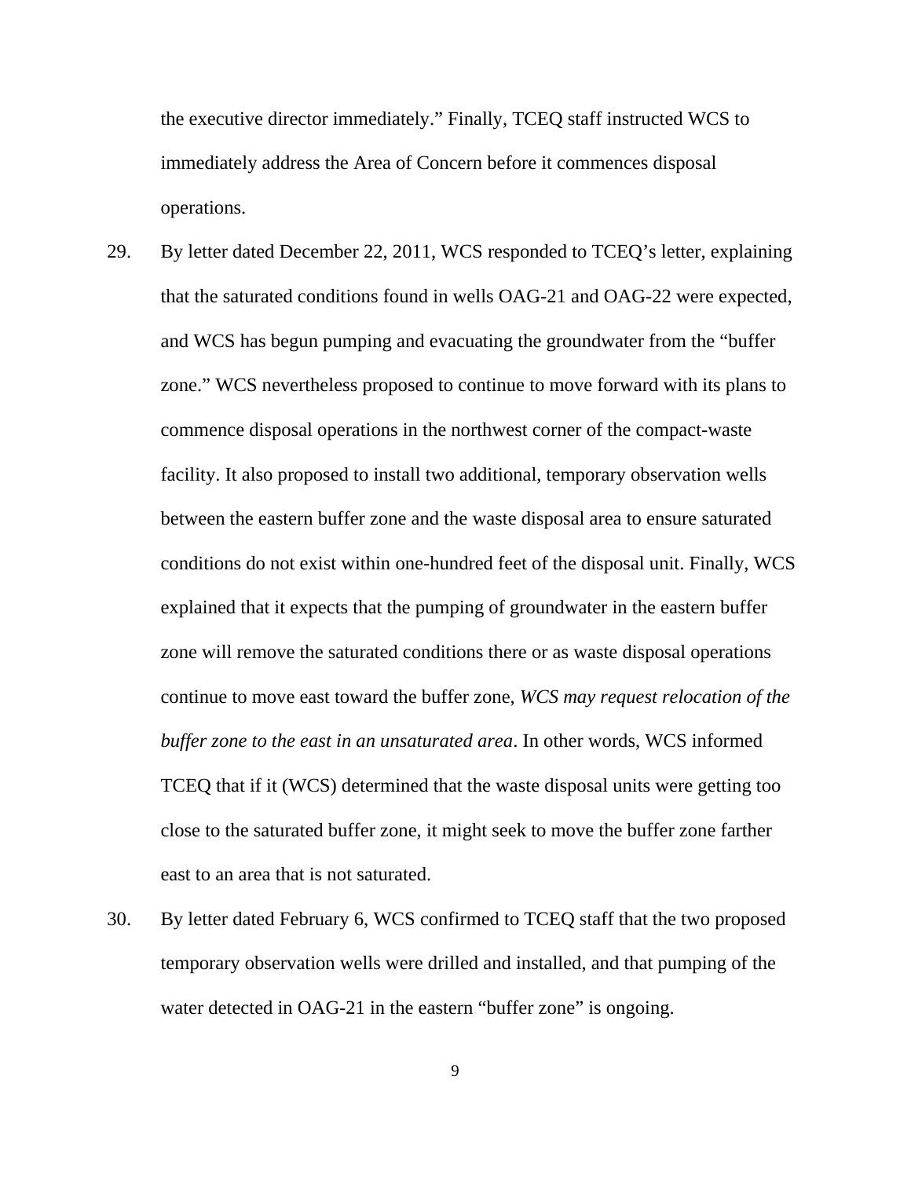the executive director immediately." Finally, TCEQ staff instructed WCS to immediately address the Area of Concern before it commences disposal operations.

29. By letter dated December 22, 2011, WCS responded to TCEQ's letter, explaining that the saturated conditions found in wells OAG-21 and OAG-22 were expected, and WCS has begun pumping and evacuating the groundwater from the "buffer zone." WCS nevertheless proposed to continue to move forward with its plans to commence disposal operations in the northwest corner of the compact-waste facility. It also proposed to install two additional, temporary observation wells between the eastern buffer zone and the waste disposal area to ensure saturated conditions do not exist within one-hundred feet of the disposal unit. Finally, WCS explained that it expects that the pumping of groundwater in the eastern buffer zone will remove the saturated conditions there or as waste disposal operations continue to move east toward the buffer zone, *WCS may request relocation of the buffer zone to the east in an unsaturated area*. In other words, WCS informed TCEQ that if it (WCS) determined that the waste disposal units were getting too close to the saturated buffer zone, it might seek to move the buffer zone farther east to an area that is not saturated.

30. By letter dated February 6, WCS confirmed to TCEQ staff that the two proposed temporary observation wells were drilled and installed, and that pumping of the water detected in OAG-21 in the eastern "buffer zone" is ongoing.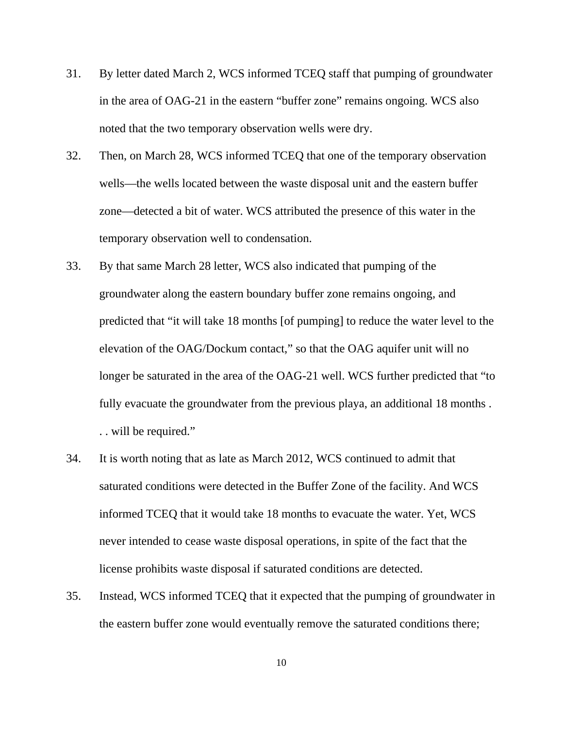31. By letter dated March 2, WCS informed TCEQ staff that pumping of groundwater in the area of OAG-21 in the eastern "buffer zone" remains ongoing. WCS also noted that the two temporary observation wells were dry.

32. Then, on March 28, WCS informed TCEQ that one of the temporary observation wells—the wells located between the waste disposal unit and the eastern buffer zone—detected a bit of water. WCS attributed the presence of this water in the temporary observation well to condensation.

33. By that same March 28 letter, WCS also indicated that pumping of the groundwater along the eastern boundary buffer zone remains ongoing, and predicted that "it will take 18 months [of pumping] to reduce the water level to the elevation of the OAG/Dockum contact," so that the OAG aquifer unit will no longer be saturated in the area of the OAG-21 well. WCS further predicted that "to fully evacuate the groundwater from the previous playa, an additional 18 months . . . will be required."

34. It is worth noting that as late as March 2012, WCS continued to admit that saturated conditions were detected in the Buffer Zone of the facility. And WCS informed TCEQ that it would take 18 months to evacuate the water. Yet, WCS never intended to cease waste disposal operations, in spite of the fact that the license prohibits waste disposal if saturated conditions are detected.

35. Instead, WCS informed TCEQ that it expected that the pumping of groundwater in the eastern buffer zone would eventually remove the saturated conditions there;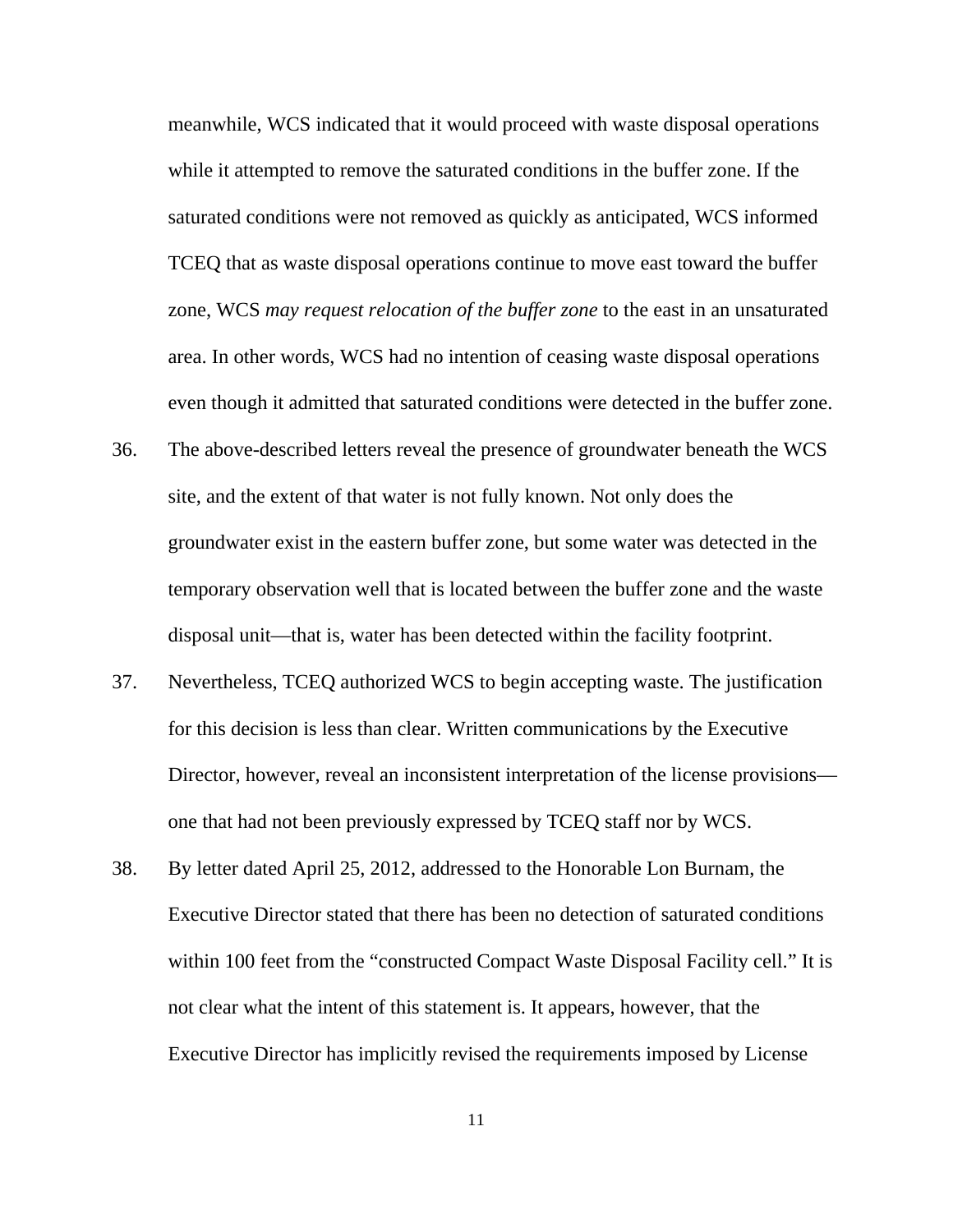meanwhile, WCS indicated that it would proceed with waste disposal operations while it attempted to remove the saturated conditions in the buffer zone. If the saturated conditions were not removed as quickly as anticipated, WCS informed TCEQ that as waste disposal operations continue to move east toward the buffer zone, WCS *may request relocation of the buffer zone* to the east in an unsaturated area. In other words, WCS had no intention of ceasing waste disposal operations even though it admitted that saturated conditions were detected in the buffer zone.

36. The above-described letters reveal the presence of groundwater beneath the WCS site, and the extent of that water is not fully known. Not only does the groundwater exist in the eastern buffer zone, but some water was detected in the temporary observation well that is located between the buffer zone and the waste disposal unit—that is, water has been detected within the facility footprint.

37. Nevertheless, TCEQ authorized WCS to begin accepting waste. The justification for this decision is less than clear. Written communications by the Executive Director, however, reveal an inconsistent interpretation of the license provisions—one that had not been previously expressed by TCEQ staff nor by WCS.

38. By letter dated April 25, 2012, addressed to the Honorable Lon Burnam, the Executive Director stated that there has been no detection of saturated conditions within 100 feet from the "constructed Compact Waste Disposal Facility cell." It is not clear what the intent of this statement is. It appears, however, that the Executive Director has implicitly revised the requirements imposed by License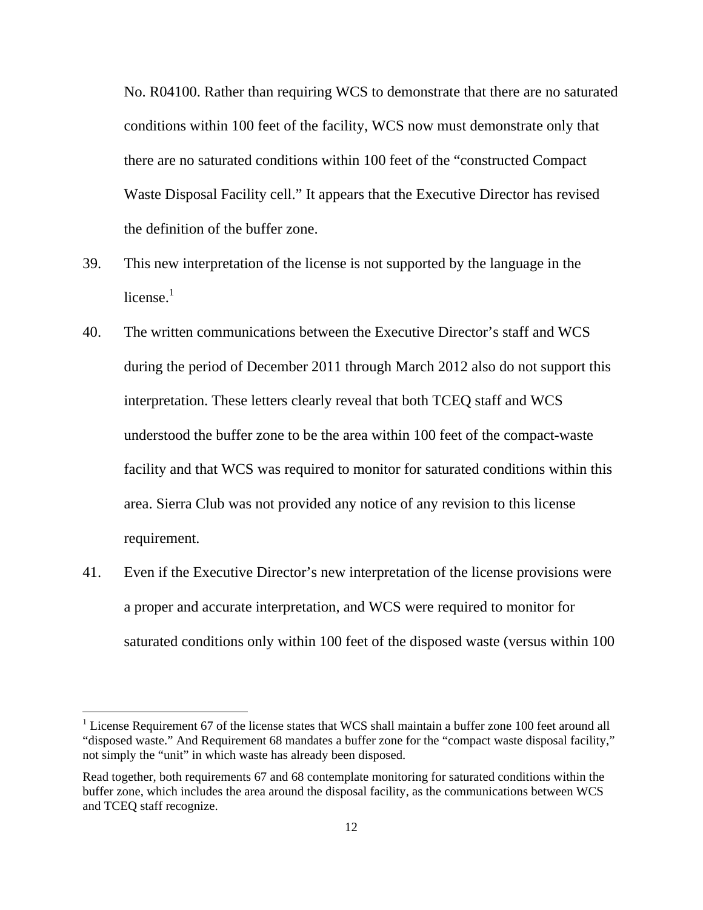No. R04100. Rather than requiring WCS to demonstrate that there are no saturated conditions within 100 feet of the facility, WCS now must demonstrate only that there are no saturated conditions within 100 feet of the "constructed Compact Waste Disposal Facility cell." It appears that the Executive Director has revised the definition of the buffer zone.

39. This new interpretation of the license is not supported by the language in the license.[1]

40. The written communications between the Executive Director's staff and WCS during the period of December 2011 through March 2012 also do not support this interpretation. These letters clearly reveal that both TCEQ staff and WCS understood the buffer zone to be the area within 100 feet of the compact-waste facility and that WCS was required to monitor for saturated conditions within this area. Sierra Club was not provided any notice of any revision to this license requirement.

41. Even if the Executive Director's new interpretation of the license provisions were a proper and accurate interpretation, and WCS were required to monitor for saturated conditions only within 100 feet of the disposed waste (versus within 100

---

[1] License Requirement 67 of the license states that WCS shall maintain a buffer zone 100 feet around all "disposed waste." And Requirement 68 mandates a buffer zone for the "compact waste disposal facility," not simply the "unit" in which waste has already been disposed.

Read together, both requirements 67 and 68 contemplate monitoring for saturated conditions within the buffer zone, which includes the area around the disposal facility, as the communications between WCS and TCEQ staff recognize.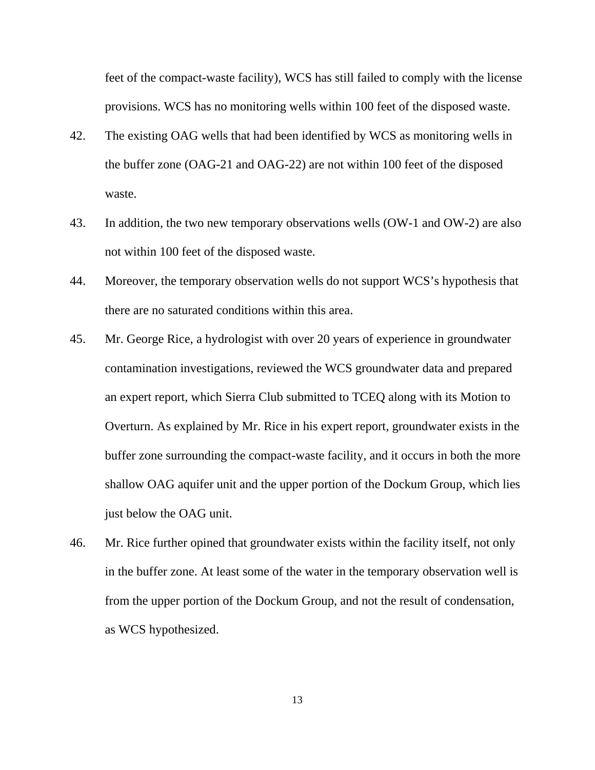feet of the compact-waste facility), WCS has still failed to comply with the license provisions. WCS has no monitoring wells within 100 feet of the disposed waste.

42. The existing OAG wells that had been identified by WCS as monitoring wells in the buffer zone (OAG-21 and OAG-22) are not within 100 feet of the disposed waste.

43. In addition, the two new temporary observations wells (OW-1 and OW-2) are also not within 100 feet of the disposed waste.

44. Moreover, the temporary observation wells do not support WCS's hypothesis that there are no saturated conditions within this area.

45. Mr. George Rice, a hydrologist with over 20 years of experience in groundwater contamination investigations, reviewed the WCS groundwater data and prepared an expert report, which Sierra Club submitted to TCEQ along with its Motion to Overturn. As explained by Mr. Rice in his expert report, groundwater exists in the buffer zone surrounding the compact-waste facility, and it occurs in both the more shallow OAG aquifer unit and the upper portion of the Dockum Group, which lies just below the OAG unit.

46. Mr. Rice further opined that groundwater exists within the facility itself, not only in the buffer zone. At least some of the water in the temporary observation well is from the upper portion of the Dockum Group, and not the result of condensation, as WCS hypothesized.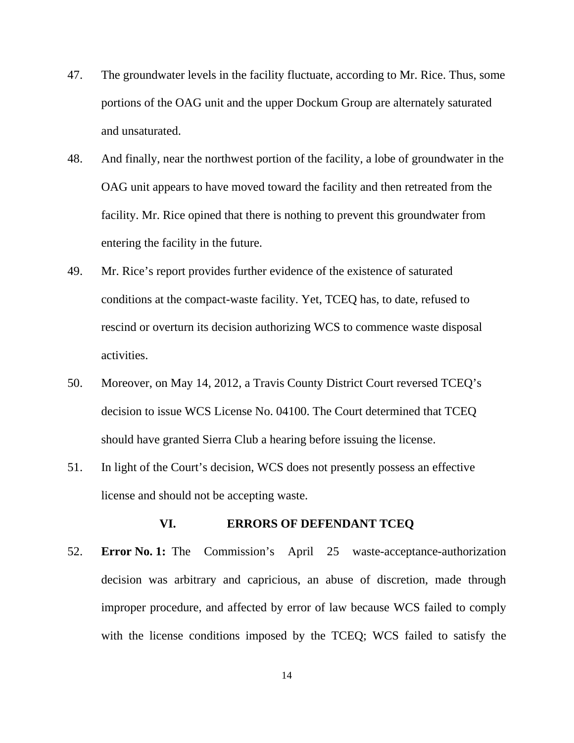47. The groundwater levels in the facility fluctuate, according to Mr. Rice. Thus, some portions of the OAG unit and the upper Dockum Group are alternately saturated and unsaturated.

48. And finally, near the northwest portion of the facility, a lobe of groundwater in the OAG unit appears to have moved toward the facility and then retreated from the facility. Mr. Rice opined that there is nothing to prevent this groundwater from entering the facility in the future.

49. Mr. Rice's report provides further evidence of the existence of saturated conditions at the compact-waste facility. Yet, TCEQ has, to date, refused to rescind or overturn its decision authorizing WCS to commence waste disposal activities.

50. Moreover, on May 14, 2012, a Travis County District Court reversed TCEQ's decision to issue WCS License No. 04100. The Court determined that TCEQ should have granted Sierra Club a hearing before issuing the license.

51. In light of the Court's decision, WCS does not presently possess an effective license and should not be accepting waste.

## VI. ERRORS OF DEFENDANT TCEQ

52. **Error No. 1:** The Commission's April 25 waste-acceptance-authorization decision was arbitrary and capricious, an abuse of discretion, made through improper procedure, and affected by error of law because WCS failed to comply with the license conditions imposed by the TCEQ; WCS failed to satisfy the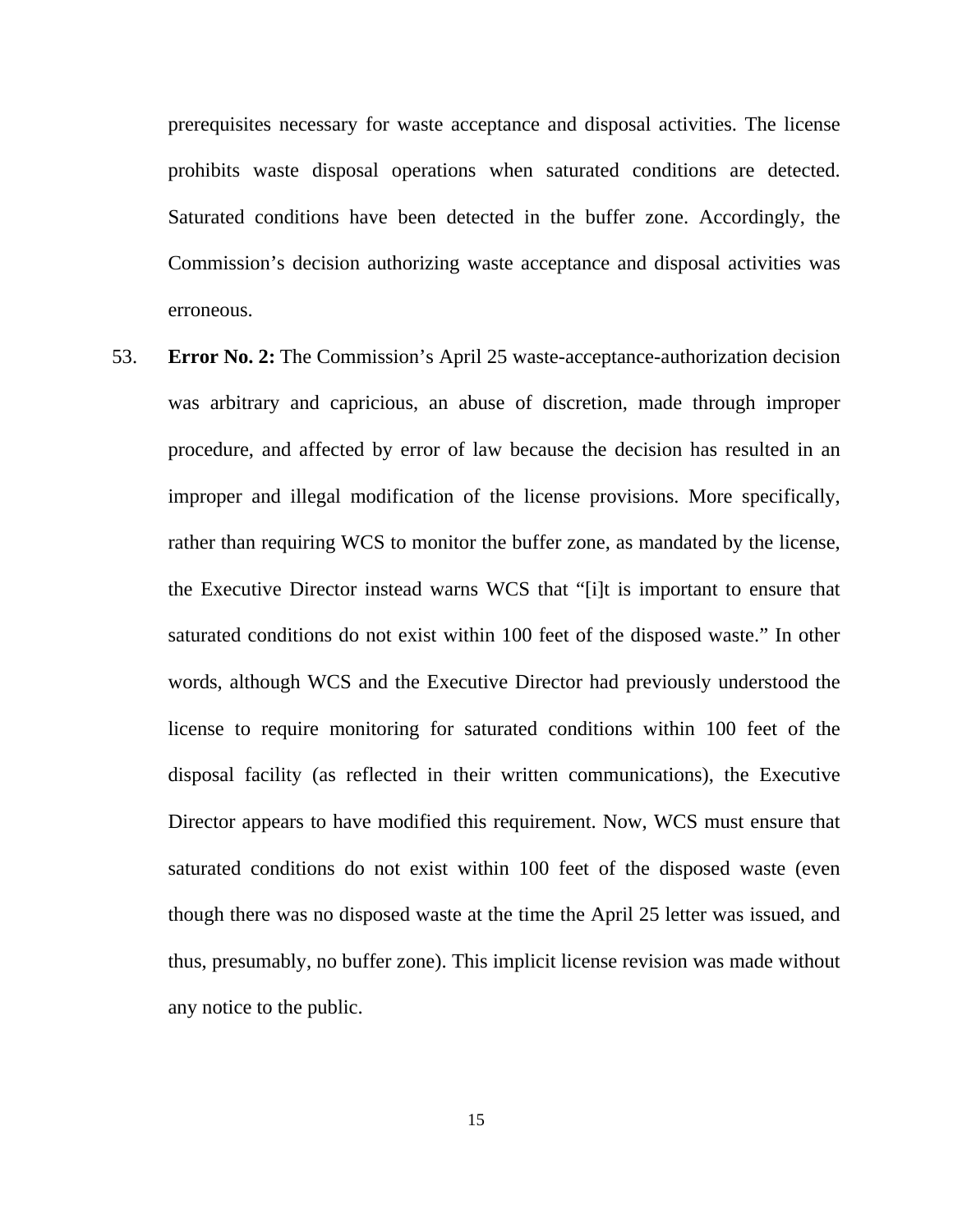prerequisites necessary for waste acceptance and disposal activities. The license prohibits waste disposal operations when saturated conditions are detected. Saturated conditions have been detected in the buffer zone. Accordingly, the Commission's decision authorizing waste acceptance and disposal activities was erroneous.

53. **Error No. 2:** The Commission's April 25 waste-acceptance-authorization decision was arbitrary and capricious, an abuse of discretion, made through improper procedure, and affected by error of law because the decision has resulted in an improper and illegal modification of the license provisions. More specifically, rather than requiring WCS to monitor the buffer zone, as mandated by the license, the Executive Director instead warns WCS that "[i]t is important to ensure that saturated conditions do not exist within 100 feet of the disposed waste." In other words, although WCS and the Executive Director had previously understood the license to require monitoring for saturated conditions within 100 feet of the disposal facility (as reflected in their written communications), the Executive Director appears to have modified this requirement. Now, WCS must ensure that saturated conditions do not exist within 100 feet of the disposed waste (even though there was no disposed waste at the time the April 25 letter was issued, and thus, presumably, no buffer zone). This implicit license revision was made without any notice to the public.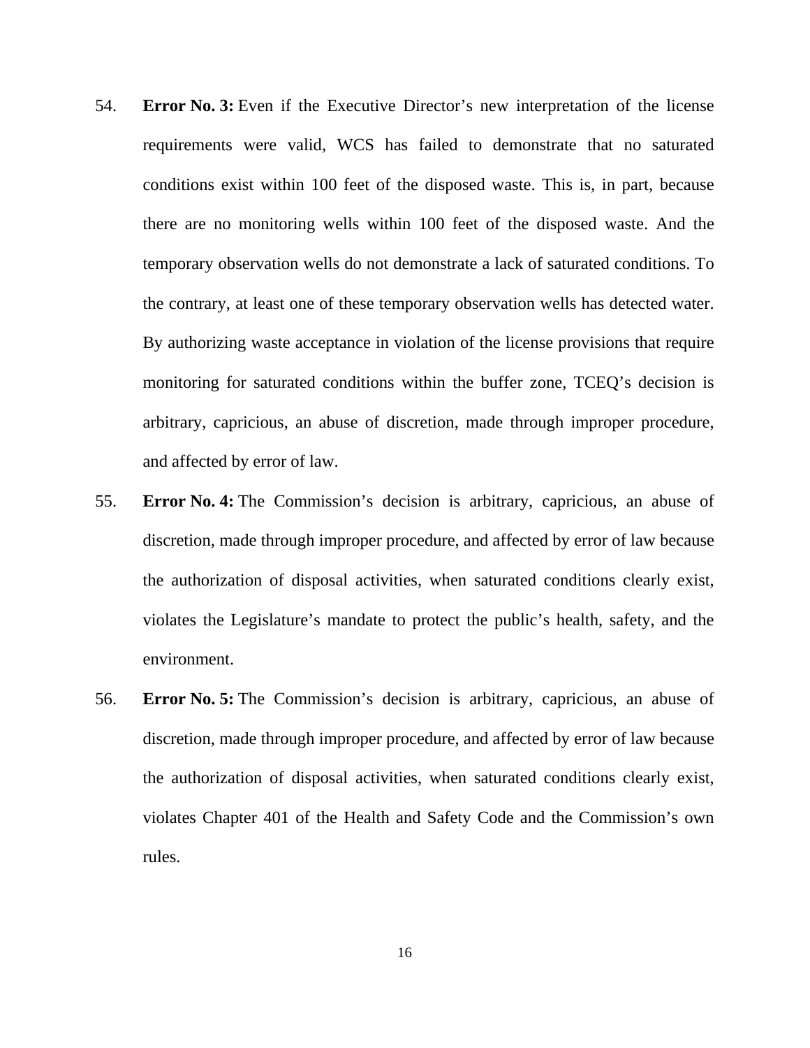54. **Error No. 3:** Even if the Executive Director's new interpretation of the license requirements were valid, WCS has failed to demonstrate that no saturated conditions exist within 100 feet of the disposed waste. This is, in part, because there are no monitoring wells within 100 feet of the disposed waste. And the temporary observation wells do not demonstrate a lack of saturated conditions. To the contrary, at least one of these temporary observation wells has detected water. By authorizing waste acceptance in violation of the license provisions that require monitoring for saturated conditions within the buffer zone, TCEQ's decision is arbitrary, capricious, an abuse of discretion, made through improper procedure, and affected by error of law.

55. **Error No. 4:** The Commission's decision is arbitrary, capricious, an abuse of discretion, made through improper procedure, and affected by error of law because the authorization of disposal activities, when saturated conditions clearly exist, violates the Legislature's mandate to protect the public's health, safety, and the environment.

56. **Error No. 5:** The Commission's decision is arbitrary, capricious, an abuse of discretion, made through improper procedure, and affected by error of law because the authorization of disposal activities, when saturated conditions clearly exist, violates Chapter 401 of the Health and Safety Code and the Commission's own rules.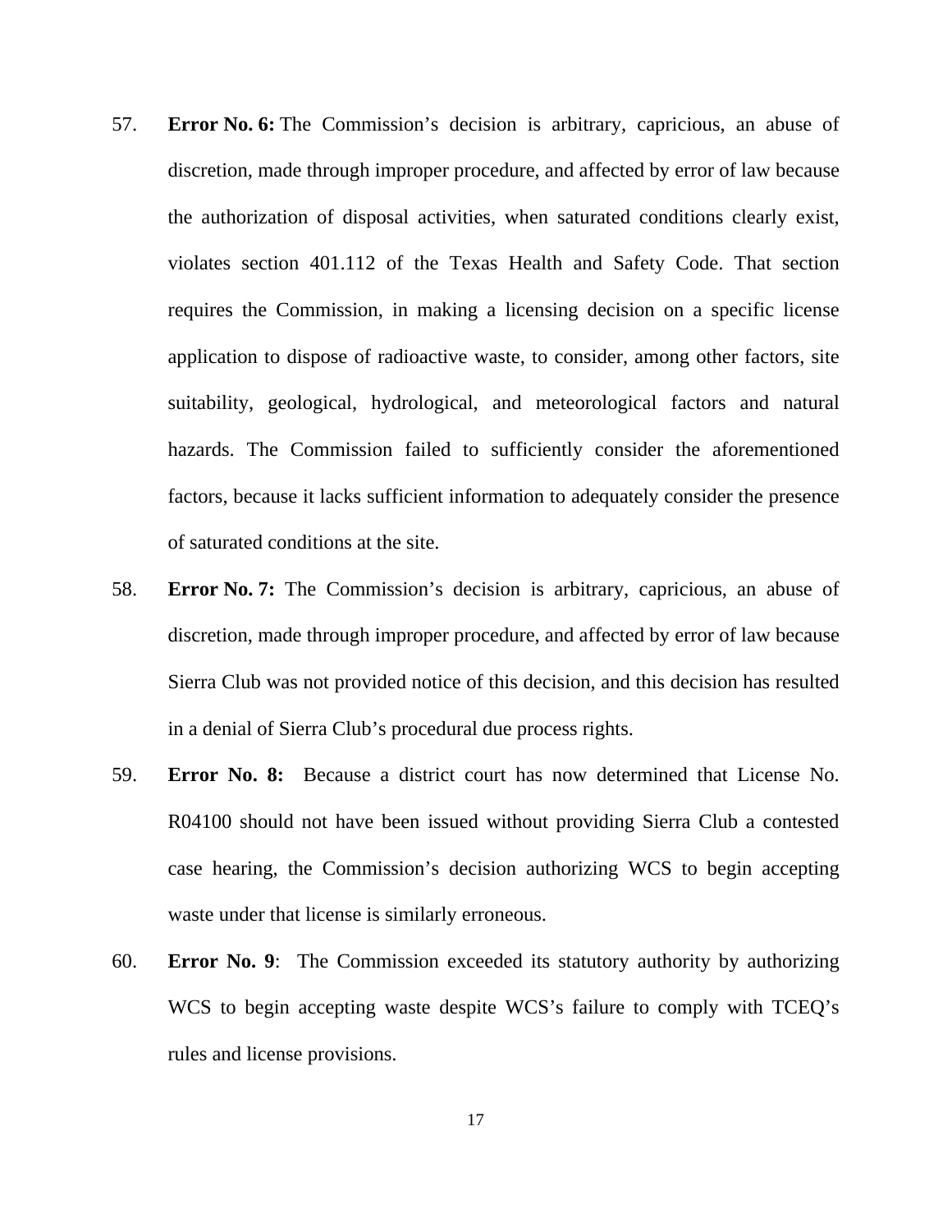57. **Error No. 6:** The Commission's decision is arbitrary, capricious, an abuse of discretion, made through improper procedure, and affected by error of law because the authorization of disposal activities, when saturated conditions clearly exist, violates section 401.112 of the Texas Health and Safety Code. That section requires the Commission, in making a licensing decision on a specific license application to dispose of radioactive waste, to consider, among other factors, site suitability, geological, hydrological, and meteorological factors and natural hazards. The Commission failed to sufficiently consider the aforementioned factors, because it lacks sufficient information to adequately consider the presence of saturated conditions at the site.

58. **Error No. 7:** The Commission's decision is arbitrary, capricious, an abuse of discretion, made through improper procedure, and affected by error of law because Sierra Club was not provided notice of this decision, and this decision has resulted in a denial of Sierra Club's procedural due process rights.

59. **Error No. 8:** Because a district court has now determined that License No. R04100 should not have been issued without providing Sierra Club a contested case hearing, the Commission's decision authorizing WCS to begin accepting waste under that license is similarly erroneous.

60. **Error No. 9**: The Commission exceeded its statutory authority by authorizing WCS to begin accepting waste despite WCS's failure to comply with TCEQ's rules and license provisions.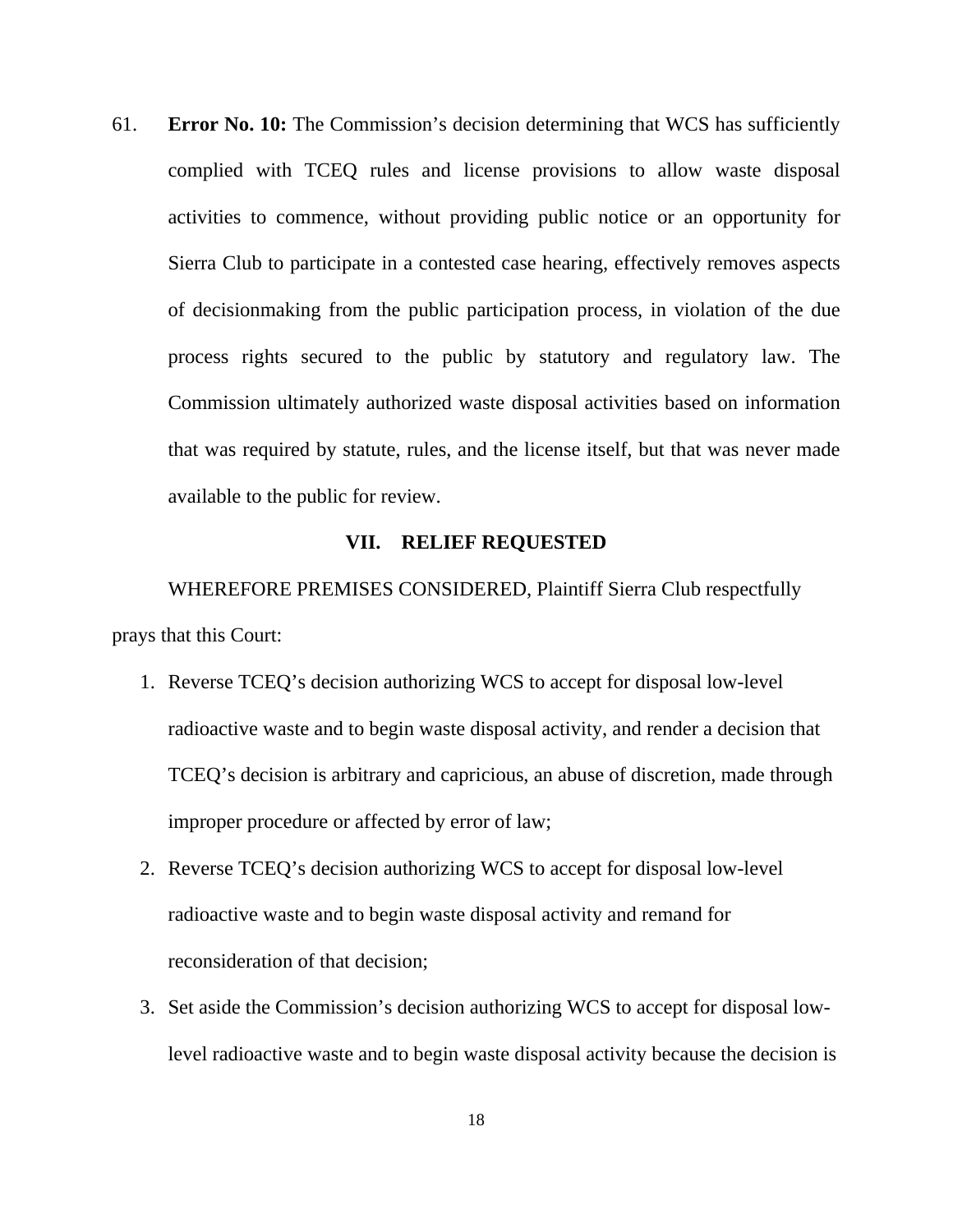61. **Error No. 10:** The Commission's decision determining that WCS has sufficiently complied with TCEQ rules and license provisions to allow waste disposal activities to commence, without providing public notice or an opportunity for Sierra Club to participate in a contested case hearing, effectively removes aspects of decisionmaking from the public participation process, in violation of the due process rights secured to the public by statutory and regulatory law. The Commission ultimately authorized waste disposal activities based on information that was required by statute, rules, and the license itself, but that was never made available to the public for review.

## VII. RELIEF REQUESTED

WHEREFORE PREMISES CONSIDERED, Plaintiff Sierra Club respectfully prays that this Court:

1. Reverse TCEQ's decision authorizing WCS to accept for disposal low-level radioactive waste and to begin waste disposal activity, and render a decision that TCEQ's decision is arbitrary and capricious, an abuse of discretion, made through improper procedure or affected by error of law;
2. Reverse TCEQ's decision authorizing WCS to accept for disposal low-level radioactive waste and to begin waste disposal activity and remand for reconsideration of that decision;
3. Set aside the Commission's decision authorizing WCS to accept for disposal low-level radioactive waste and to begin waste disposal activity because the decision is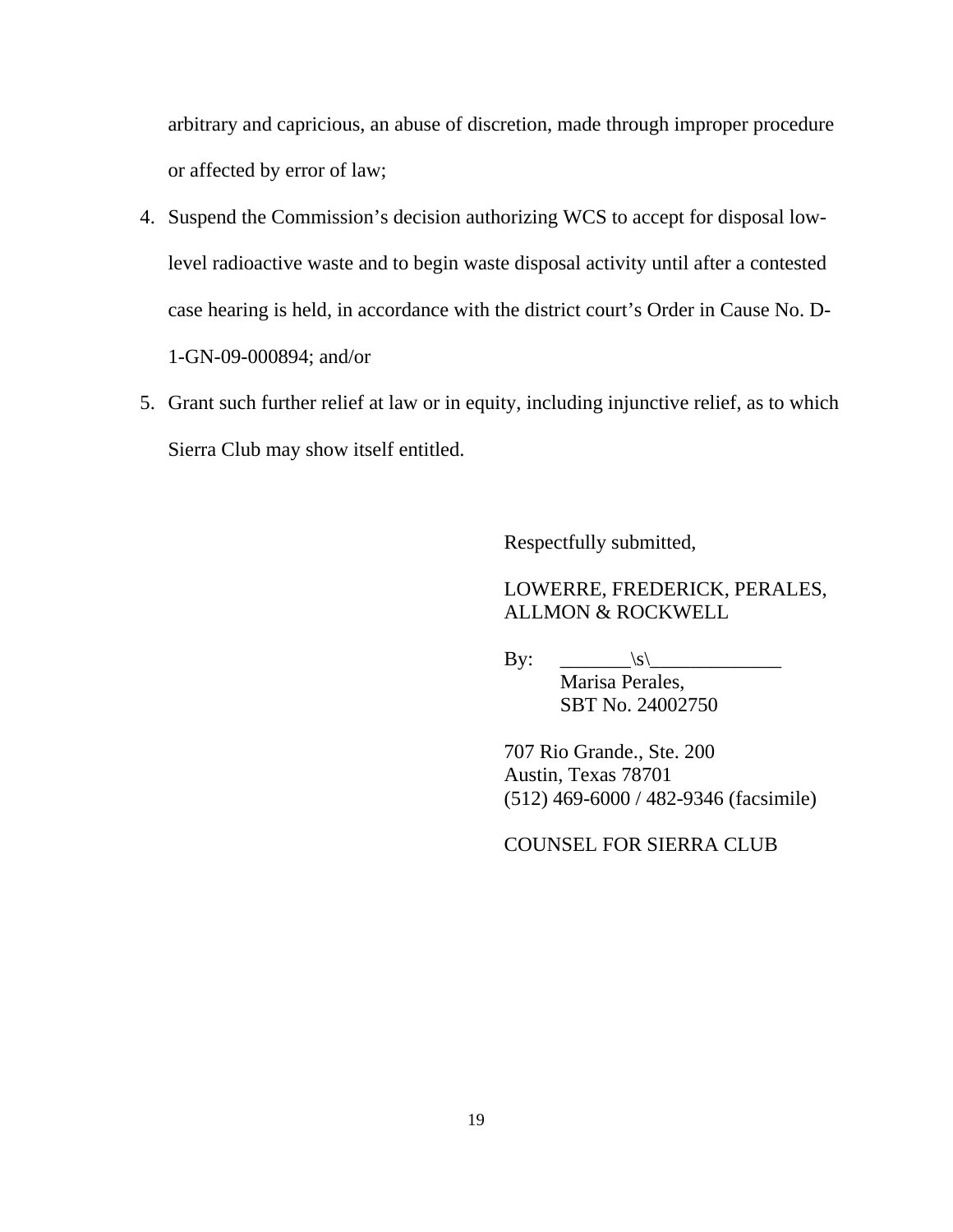arbitrary and capricious, an abuse of discretion, made through improper procedure or affected by error of law;

4. Suspend the Commission's decision authorizing WCS to accept for disposal low-level radioactive waste and to begin waste disposal activity until after a contested case hearing is held, in accordance with the district court's Order in Cause No. D-1-GN-09-000894; and/or

5. Grant such further relief at law or in equity, including injunctive relief, as to which Sierra Club may show itself entitled.

Respectfully submitted,

LOWERRE, FREDERICK, PERALES, ALLMON & ROCKWELL

By: _______\s\_____________
Marisa Perales,
SBT No. 24002750

707 Rio Grande., Ste. 200
Austin, Texas 78701
(512) 469-6000 / 482-9346 (facsimile)

COUNSEL FOR SIERRA CLUB